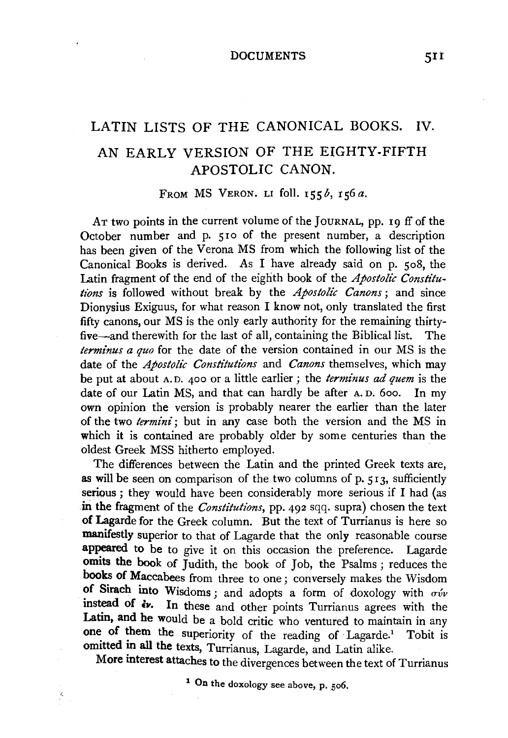# LATIN LISTS OF THE CANONICAL BOOKS. IV.

## AN EARLY VERSION OF THE EIGHTY-FIFTH APOSTOLIC CANON.

FROM MS VERON. LI foll. 155 *b*, 156 *a*.

AT two points in the current volume of the JOURNAL, pp. 19 ff of the October number and p. 510 of the present number, a description has been given of the Verona MS from which the following list of the Canonical Books is derived. As I have already said on p. 508, the Latin fragment of the end of the eighth book of the *Apostolic Constitutions* is followed without break by the *Apostolic Canons*; and since Dionysius Exiguus, for what reason I know not, only translated the first fifty canons, our MS is the only early authority for the remaining thirty-five—and therewith for the last of all, containing the Biblical list. The *terminus a quo* for the date of the version contained in our MS is the date of the *Apostolic Constitutions* and *Canons* themselves, which may be put at about A.D. 400 or a little earlier; the *terminus ad quem* is the date of our Latin MS, and that can hardly be after A.D. 600. In my own opinion the version is probably nearer the earlier than the later of the two *termini*; but in any case both the version and the MS in which it is contained are probably older by some centuries than the oldest Greek MSS hitherto employed.

The differences between the Latin and the printed Greek texts are, as will be seen on comparison of the two columns of p. 513, sufficiently serious; they would have been considerably more serious if I had (as in the fragment of the *Constitutions*, pp. 492 sqq. supra) chosen the text of Lagarde for the Greek column. But the text of Turrianus is here so manifestly superior to that of Lagarde that the only reasonable course appeared to be to give it on this occasion the preference. Lagarde omits the book of Judith, the book of Job, the Psalms; reduces the books of Maccabees from three to one; conversely makes the Wisdom of Sirach into Wisdoms; and adopts a form of doxology with σύν instead of ἐν. In these and other points Turrianus agrees with the Latin, and he would be a bold critic who ventured to maintain in any one of them the superiority of the reading of Lagarde.[1] Tobit is omitted in all the texts, Turrianus, Lagarde, and Latin alike.

More interest attaches to the divergences between the text of Turrianus

[1] On the doxology see above, p. 506.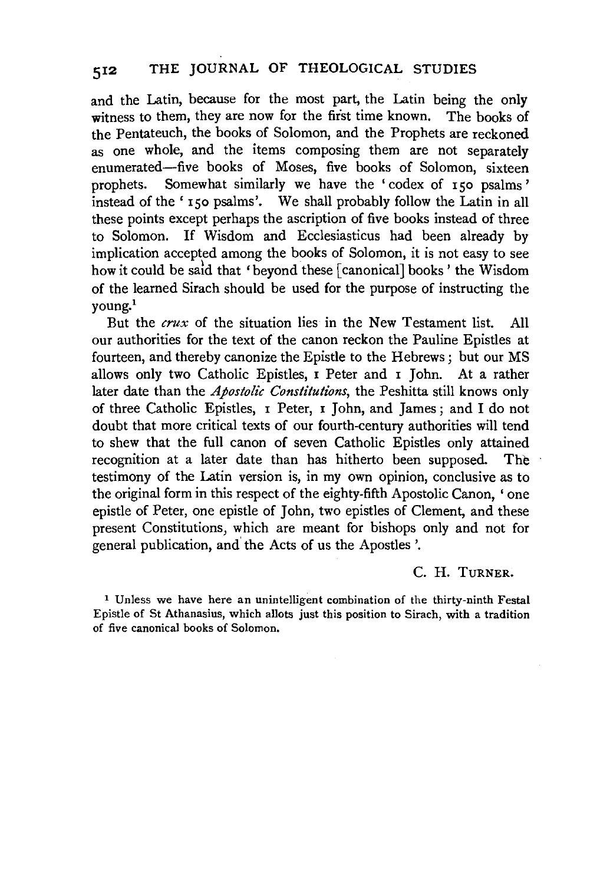and the Latin, because for the most part, the Latin being the only witness to them, they are now for the first time known. The books of the Pentateuch, the books of Solomon, and the Prophets are reckoned as one whole, and the items composing them are not separately enumerated—five books of Moses, five books of Solomon, sixteen prophets. Somewhat similarly we have the 'codex of 150 psalms' instead of the '150 psalms'. We shall probably follow the Latin in all these points except perhaps the ascription of five books instead of three to Solomon. If Wisdom and Ecclesiasticus had been already by implication accepted among the books of Solomon, it is not easy to see how it could be said that 'beyond these [canonical] books' the Wisdom of the learned Sirach should be used for the purpose of instructing the young.[1]

But the *crux* of the situation lies in the New Testament list. All our authorities for the text of the canon reckon the Pauline Epistles at fourteen, and thereby canonize the Epistle to the Hebrews; but our MS allows only two Catholic Epistles, 1 Peter and 1 John. At a rather later date than the *Apostolic Constitutions*, the Peshitta still knows only of three Catholic Epistles, 1 Peter, 1 John, and James; and I do not doubt that more critical texts of our fourth-century authorities will tend to shew that the full canon of seven Catholic Epistles only attained recognition at a later date than has hitherto been supposed. The testimony of the Latin version is, in my own opinion, conclusive as to the original form in this respect of the eighty-fifth Apostolic Canon, 'one epistle of Peter, one epistle of John, two epistles of Clement, and these present Constitutions, which are meant for bishops only and not for general publication, and the Acts of us the Apostles'.

C. H. TURNER.

[1] Unless we have here an unintelligent combination of the thirty-ninth Festal Epistle of St Athanasius, which allots just this position to Sirach, with a tradition of five canonical books of Solomon.